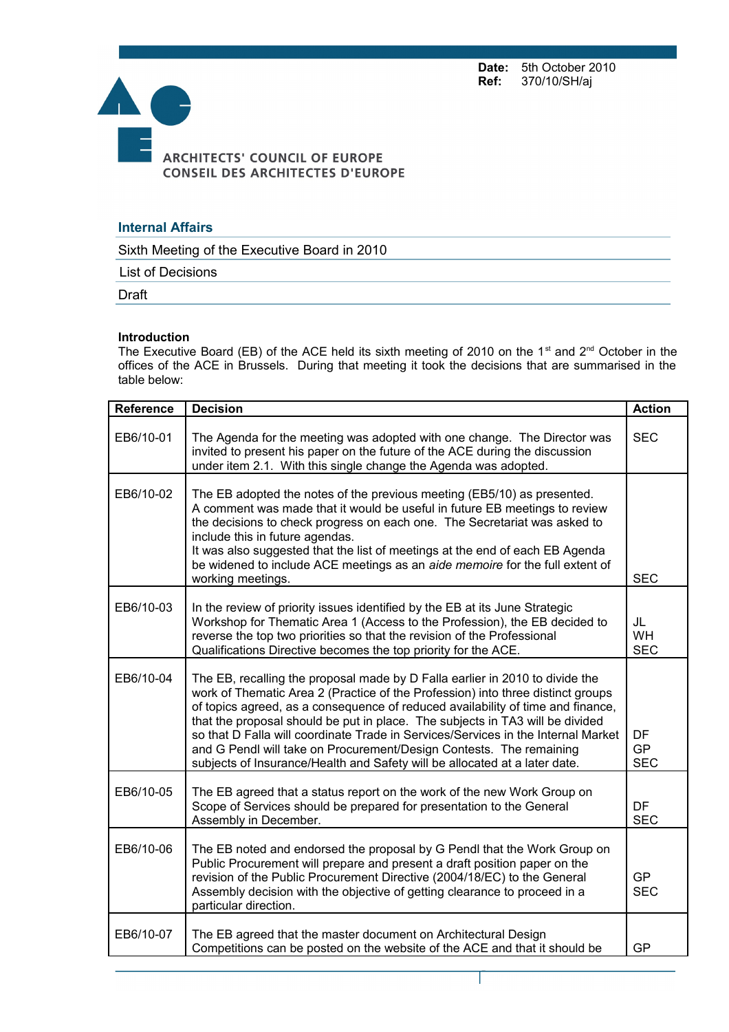**Date:** 5th October 2010
**Ref:** 370/10/SH/aj

ARCHITECTS' COUNCIL OF EUROPE
CONSEIL DES ARCHITECTES D'EUROPE

## Internal Affairs

Sixth Meeting of the Executive Board in 2010

List of Decisions

Draft

**Introduction**
The Executive Board (EB) of the ACE held its sixth meeting of 2010 on the 1st and 2nd October in the offices of the ACE in Brussels. During that meeting it took the decisions that are summarised in the table below:

| Reference | Decision | Action |
|---|---|---|
| EB6/10-01 | The Agenda for the meeting was adopted with one change. The Director was invited to present his paper on the future of the ACE during the discussion under item 2.1. With this single change the Agenda was adopted. | SEC |
| EB6/10-02 | The EB adopted the notes of the previous meeting (EB5/10) as presented. A comment was made that it would be useful in future EB meetings to review the decisions to check progress on each one. The Secretariat was asked to include this in future agendas. It was also suggested that the list of meetings at the end of each EB Agenda be widened to include ACE meetings as an *aide memoire* for the full extent of working meetings. | SEC |
| EB6/10-03 | In the review of priority issues identified by the EB at its June Strategic Workshop for Thematic Area 1 (Access to the Profession), the EB decided to reverse the top two priorities so that the revision of the Professional Qualifications Directive becomes the top priority for the ACE. | JL WH SEC |
| EB6/10-04 | The EB, recalling the proposal made by D Falla earlier in 2010 to divide the work of Thematic Area 2 (Practice of the Profession) into three distinct groups of topics agreed, as a consequence of reduced availability of time and finance, that the proposal should be put in place. The subjects in TA3 will be divided so that D Falla will coordinate Trade in Services/Services in the Internal Market and G Pendl will take on Procurement/Design Contests. The remaining subjects of Insurance/Health and Safety will be allocated at a later date. | DF GP SEC |
| EB6/10-05 | The EB agreed that a status report on the work of the new Work Group on Scope of Services should be prepared for presentation to the General Assembly in December. | DF SEC |
| EB6/10-06 | The EB noted and endorsed the proposal by G Pendl that the Work Group on Public Procurement will prepare and present a draft position paper on the revision of the Public Procurement Directive (2004/18/EC) to the General Assembly decision with the objective of getting clearance to proceed in a particular direction. | GP SEC |
| EB6/10-07 | The EB agreed that the master document on Architectural Design Competitions can be posted on the website of the ACE and that it should be | GP |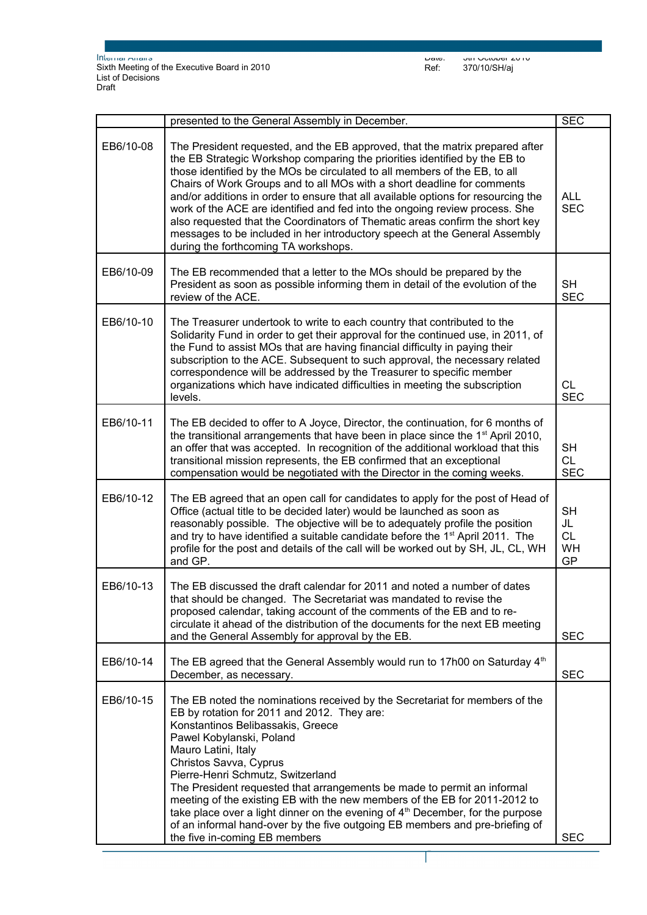|  |  |  |
|---|---|---|
|  | presented to the General Assembly in December. | SEC |
| EB6/10-08 | The President requested, and the EB approved, that the matrix prepared after the EB Strategic Workshop comparing the priorities identified by the EB to those identified by the MOs be circulated to all members of the EB, to all Chairs of Work Groups and to all MOs with a short deadline for comments and/or additions in order to ensure that all available options for resourcing the work of the ACE are identified and fed into the ongoing review process. She also requested that the Coordinators of Thematic areas confirm the short key messages to be included in her introductory speech at the General Assembly during the forthcoming TA workshops. | ALL SEC |
| EB6/10-09 | The EB recommended that a letter to the MOs should be prepared by the President as soon as possible informing them in detail of the evolution of the review of the ACE. | SH SEC |
| EB6/10-10 | The Treasurer undertook to write to each country that contributed to the Solidarity Fund in order to get their approval for the continued use, in 2011, of the Fund to assist MOs that are having financial difficulty in paying their subscription to the ACE. Subsequent to such approval, the necessary related correspondence will be addressed by the Treasurer to specific member organizations which have indicated difficulties in meeting the subscription levels. | CL SEC |
| EB6/10-11 | The EB decided to offer to A Joyce, Director, the continuation, for 6 months of the transitional arrangements that have been in place since the 1st April 2010, an offer that was accepted. In recognition of the additional workload that this transitional mission represents, the EB confirmed that an exceptional compensation would be negotiated with the Director in the coming weeks. | SH CL SEC |
| EB6/10-12 | The EB agreed that an open call for candidates to apply for the post of Head of Office (actual title to be decided later) would be launched as soon as reasonably possible. The objective will be to adequately profile the position and try to have identified a suitable candidate before the 1st April 2011. The profile for the post and details of the call will be worked out by SH, JL, CL, WH and GP. | SH JL CL WH GP |
| EB6/10-13 | The EB discussed the draft calendar for 2011 and noted a number of dates that should be changed. The Secretariat was mandated to revise the proposed calendar, taking account of the comments of the EB and to re-circulate it ahead of the distribution of the documents for the next EB meeting and the General Assembly for approval by the EB. | SEC |
| EB6/10-14 | The EB agreed that the General Assembly would run to 17h00 on Saturday 4th December, as necessary. | SEC |
| EB6/10-15 | The EB noted the nominations received by the Secretariat for members of the EB by rotation for 2011 and 2012. They are:<br>Konstantinos Belibassakis, Greece<br>Pawel Kobylanski, Poland<br>Mauro Latini, Italy<br>Christos Savva, Cyprus<br>Pierre-Henri Schmutz, Switzerland<br>The President requested that arrangements be made to permit an informal meeting of the existing EB with the new members of the EB for 2011-2012 to take place over a light dinner on the evening of 4th December, for the purpose of an informal hand-over by the five outgoing EB members and pre-briefing of the five in-coming EB members | SEC |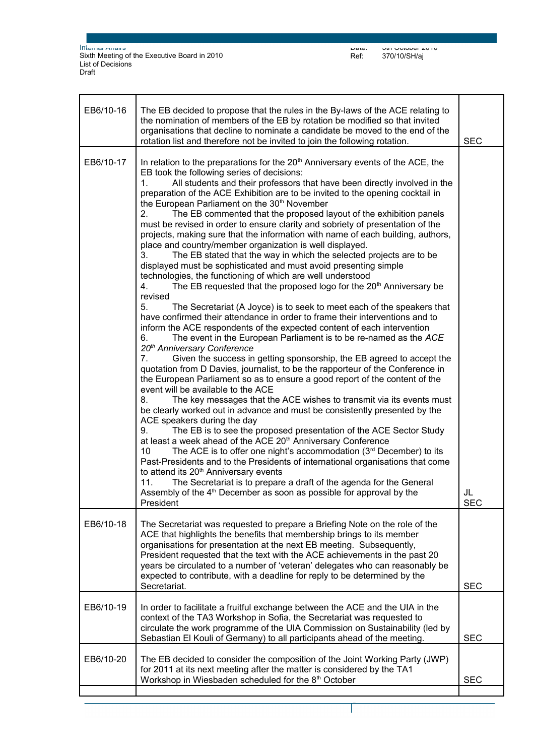| | | |
|---|---|---|
| EB6/10-16 | The EB decided to propose that the rules in the By-laws of the ACE relating to the nomination of members of the EB by rotation be modified so that invited organisations that decline to nominate a candidate be moved to the end of the rotation list and therefore not be invited to join the following rotation. | SEC |
| EB6/10-17 | In relation to the preparations for the 20th Anniversary events of the ACE, the EB took the following series of decisions:<br>1. All students and their professors that have been directly involved in the preparation of the ACE Exhibition are to be invited to the opening cocktail in the European Parliament on the 30th November<br>2. The EB commented that the proposed layout of the exhibition panels must be revised in order to ensure clarity and sobriety of presentation of the projects, making sure that the information with name of each building, authors, place and country/member organization is well displayed.<br>3. The EB stated that the way in which the selected projects are to be displayed must be sophisticated and must avoid presenting simple technologies, the functioning of which are well understood<br>4. The EB requested that the proposed logo for the 20th Anniversary be revised<br>5. The Secretariat (A Joyce) is to seek to meet each of the speakers that have confirmed their attendance in order to frame their interventions and to inform the ACE respondents of the expected content of each intervention<br>6. The event in the European Parliament is to be re-named as the *ACE 20th Anniversary Conference*<br>7. Given the success in getting sponsorship, the EB agreed to accept the quotation from D Davies, journalist, to be the rapporteur of the Conference in the European Parliament so as to ensure a good report of the content of the event will be available to the ACE<br>8. The key messages that the ACE wishes to transmit via its events must be clearly worked out in advance and must be consistently presented by the ACE speakers during the day<br>9. The EB is to see the proposed presentation of the ACE Sector Study at least a week ahead of the ACE 20th Anniversary Conference<br>10 The ACE is to offer one night's accommodation (3rd December) to its Past-Presidents and to the Presidents of international organisations that come to attend its 20th Anniversary events<br>11. The Secretariat is to prepare a draft of the agenda for the General Assembly of the 4th December as soon as possible for approval by the President | JL<br>SEC |
| EB6/10-18 | The Secretariat was requested to prepare a Briefing Note on the role of the ACE that highlights the benefits that membership brings to its member organisations for presentation at the next EB meeting. Subsequently, President requested that the text with the ACE achievements in the past 20 years be circulated to a number of 'veteran' delegates who can reasonably be expected to contribute, with a deadline for reply to be determined by the Secretariat. | SEC |
| EB6/10-19 | In order to facilitate a fruitful exchange between the ACE and the UIA in the context of the TA3 Workshop in Sofia, the Secretariat was requested to circulate the work programme of the UIA Commission on Sustainability (led by Sebastian El Kouli of Germany) to all participants ahead of the meeting. | SEC |
| EB6/10-20 | The EB decided to consider the composition of the Joint Working Party (JWP) for 2011 at its next meeting after the matter is considered by the TA1 Workshop in Wiesbaden scheduled for the 8th October | SEC |
| | | |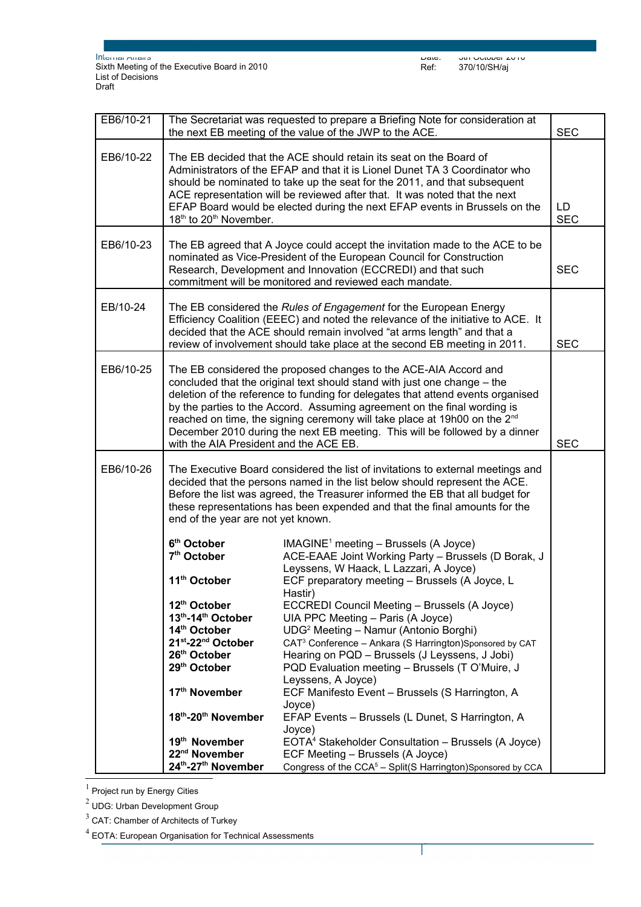| | | |
|---|---|---|
| EB6/10-21 | The Secretariat was requested to prepare a Briefing Note for consideration at the next EB meeting of the value of the JWP to the ACE. | SEC |
| EB6/10-22 | The EB decided that the ACE should retain its seat on the Board of Administrators of the EFAP and that it is Lionel Dunet TA 3 Coordinator who should be nominated to take up the seat for the 2011, and that subsequent ACE representation will be reviewed after that. It was noted that the next EFAP Board would be elected during the next EFAP events in Brussels on the 18th to 20th November. | LD SEC |
| EB6/10-23 | The EB agreed that A Joyce could accept the invitation made to the ACE to be nominated as Vice-President of the European Council for Construction Research, Development and Innovation (ECCREDI) and that such commitment will be monitored and reviewed each mandate. | SEC |
| EB/10-24 | The EB considered the *Rules of Engagement* for the European Energy Efficiency Coalition (EEEC) and noted the relevance of the initiative to ACE. It decided that the ACE should remain involved "at arms length" and that a review of involvement should take place at the second EB meeting in 2011. | SEC |
| EB6/10-25 | The EB considered the proposed changes to the ACE-AIA Accord and concluded that the original text should stand with just one change – the deletion of the reference to funding for delegates that attend events organised by the parties to the Accord. Assuming agreement on the final wording is reached on time, the signing ceremony will take place at 19h00 on the 2nd December 2010 during the next EB meeting. This will be followed by a dinner with the AIA President and the ACE EB. | SEC |
| EB6/10-26 | The Executive Board considered the list of invitations to external meetings and decided that the persons named in the list below should represent the ACE. Before the list was agreed, the Treasurer informed the EB that all budget for these representations has been expended and that the final amounts for the end of the year are not yet known.<br><br>**6th October** – IMAGINE[1] meeting – Brussels (A Joyce)<br>**7th October** – ACE-EAAE Joint Working Party – Brussels (D Borak, J Leyssens, W Haack, L Lazzari, A Joyce)<br>**11th October** – ECF preparatory meeting – Brussels (A Joyce, L Hastir)<br>**12th October** – ECCREDI Council Meeting – Brussels (A Joyce)<br>**13th-14th October** – UIA PPC Meeting – Paris (A Joyce)<br>**14th October** – UDG[2] Meeting – Namur (Antonio Borghi)<br>**21st-22nd October** – CAT[3] Conference – Ankara (S Harrington) Sponsored by CAT<br>**26th October** – Hearing on PQD – Brussels (J Leyssens, J Jobi)<br>**29th October** – PQD Evaluation meeting – Brussels (T O'Muire, J Leyssens, A Joyce)<br>**17th November** – ECF Manifesto Event – Brussels (S Harrington, A Joyce)<br>**18th-20th November** – EFAP Events – Brussels (L Dunet, S Harrington, A Joyce)<br>**19th November** – EOTA[4] Stakeholder Consultation – Brussels (A Joyce)<br>**22nd November** – ECF Meeting – Brussels (A Joyce)<br>**24th-27th November** – Congress of the CCA[5] – Split (S Harrington) Sponsored by CCA | |

[1] Project run by Energy Cities

[2] UDG: Urban Development Group

[3] CAT: Chamber of Architects of Turkey

[4] EOTA: European Organisation for Technical Assessments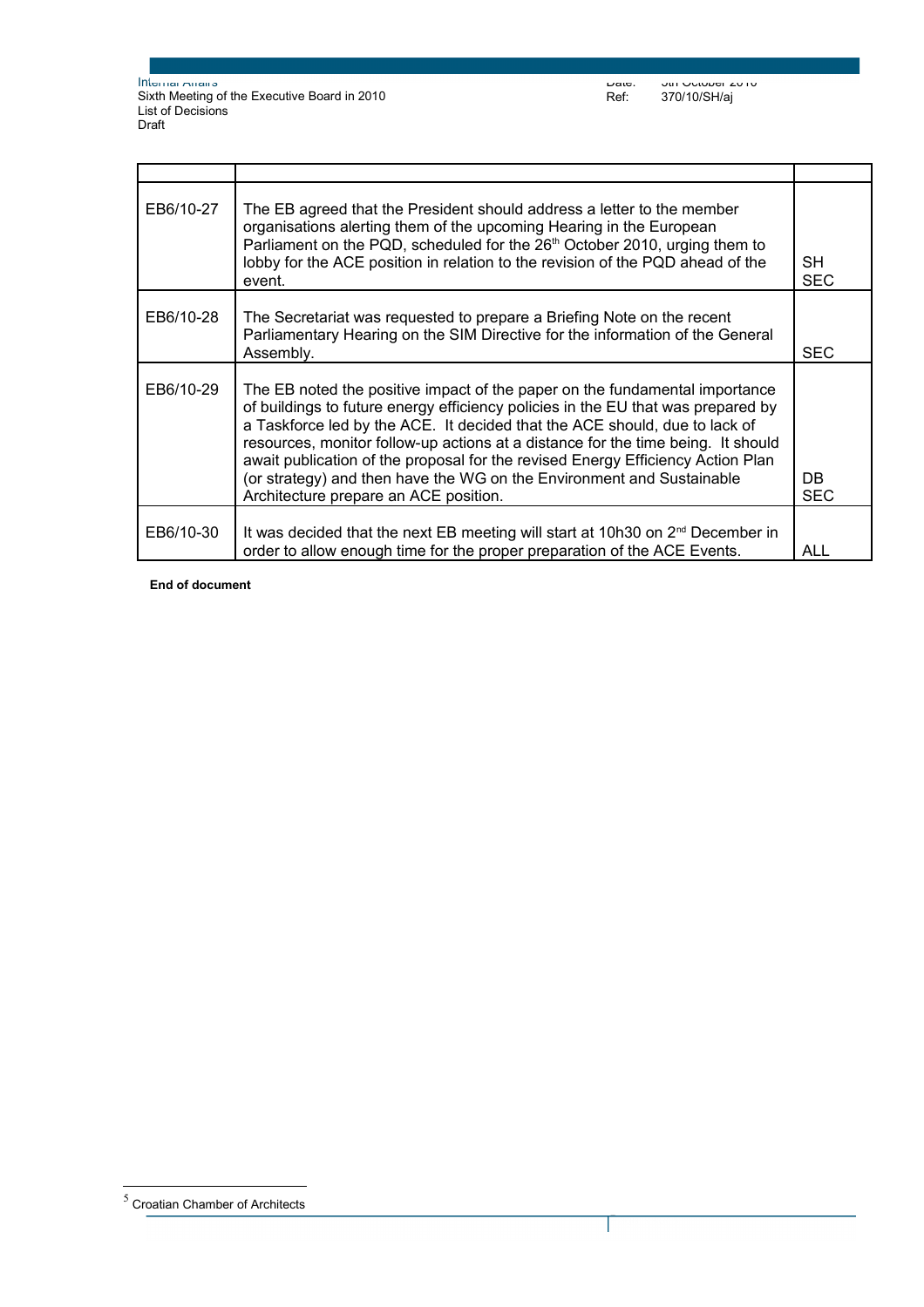| | | |
|---|---|---|
| EB6/10-27 | The EB agreed that the President should address a letter to the member organisations alerting them of the upcoming Hearing in the European Parliament on the PQD, scheduled for the 26th October 2010, urging them to lobby for the ACE position in relation to the revision of the PQD ahead of the event. | SH SEC |
| EB6/10-28 | The Secretariat was requested to prepare a Briefing Note on the recent Parliamentary Hearing on the SIM Directive for the information of the General Assembly. | SEC |
| EB6/10-29 | The EB noted the positive impact of the paper on the fundamental importance of buildings to future energy efficiency policies in the EU that was prepared by a Taskforce led by the ACE. It decided that the ACE should, due to lack of resources, monitor follow-up actions at a distance for the time being. It should await publication of the proposal for the revised Energy Efficiency Action Plan (or strategy) and then have the WG on the Environment and Sustainable Architecture prepare an ACE position. | DB SEC |
| EB6/10-30 | It was decided that the next EB meeting will start at 10h30 on 2nd December in order to allow enough time for the proper preparation of the ACE Events. | ALL |

**End of document**

[5] Croatian Chamber of Architects